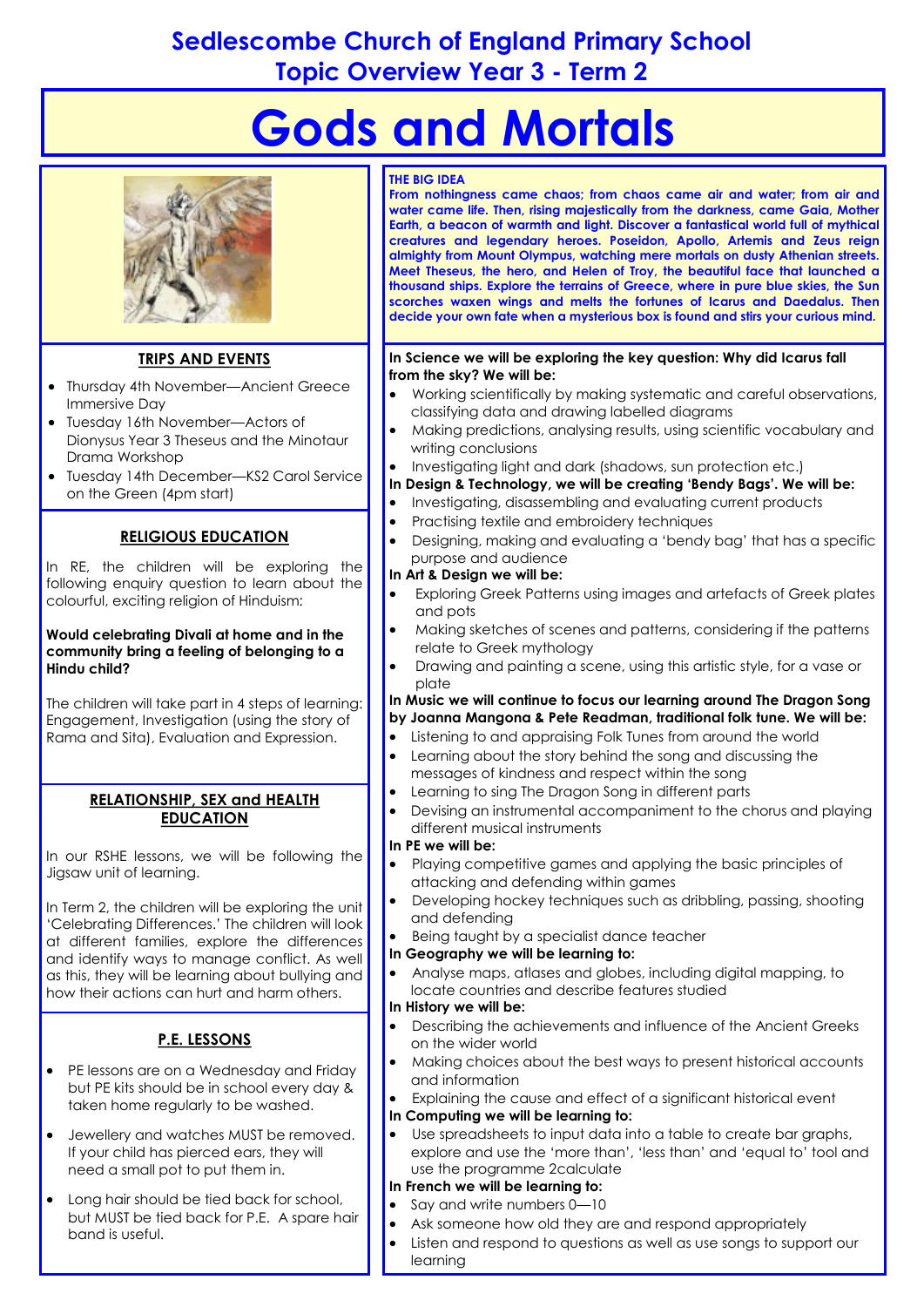# Sedlescombe Church of England Primary School
## Topic Overview Year 3 - Term 2

# Gods and Mortals

### TRIPS AND EVENTS

- Thursday 4th November—Ancient Greece Immersive Day
- Tuesday 16th November—Actors of Dionysus Year 3 Theseus and the Minotaur Drama Workshop
- Tuesday 14th December—KS2 Carol Service on the Green (4pm start)

### RELIGIOUS EDUCATION

In RE, the children will be exploring the following enquiry question to learn about the colourful, exciting religion of Hinduism:

**Would celebrating Divali at home and in the community bring a feeling of belonging to a Hindu child?**

The children will take part in 4 steps of learning: Engagement, Investigation (using the story of Rama and Sita), Evaluation and Expression.

### RELATIONSHIP, SEX and HEALTH EDUCATION

In our RSHE lessons, we will be following the Jigsaw unit of learning.

In Term 2, the children will be exploring the unit 'Celebrating Differences.' The children will look at different families, explore the differences and identify ways to manage conflict. As well as this, they will be learning about bullying and how their actions can hurt and harm others.

### P.E. LESSONS

- PE lessons are on a Wednesday and Friday but PE kits should be in school every day & taken home regularly to be washed.
- Jewellery and watches MUST be removed. If your child has pierced ears, they will need a small pot to put them in.
- Long hair should be tied back for school, but MUST be tied back for P.E. A spare hair band is useful.

### THE BIG IDEA

**From nothingness came chaos; from chaos came air and water; from air and water came life. Then, rising majestically from the darkness, came Gaia, Mother Earth, a beacon of warmth and light. Discover a fantastical world full of mythical creatures and legendary heroes. Poseidon, Apollo, Artemis and Zeus reign almighty from Mount Olympus, watching mere mortals on dusty Athenian streets. Meet Theseus, the hero, and Helen of Troy, the beautiful face that launched a thousand ships. Explore the terrains of Greece, where in pure blue skies, the Sun scorches waxen wings and melts the fortunes of Icarus and Daedalus. Then decide your own fate when a mysterious box is found and stirs your curious mind.**

**In Science we will be exploring the key question: Why did Icarus fall from the sky? We will be:**

- Working scientifically by making systematic and careful observations, classifying data and drawing labelled diagrams
- Making predictions, analysing results, using scientific vocabulary and writing conclusions
- Investigating light and dark (shadows, sun protection etc.)

**In Design & Technology, we will be creating 'Bendy Bags'. We will be:**

- Investigating, disassembling and evaluating current products
- Practising textile and embroidery techniques
- Designing, making and evaluating a 'bendy bag' that has a specific purpose and audience

**In Art & Design we will be:**

- Exploring Greek Patterns using images and artefacts of Greek plates and pots
- Making sketches of scenes and patterns, considering if the patterns relate to Greek mythology
- Drawing and painting a scene, using this artistic style, for a vase or plate

**In Music we will continue to focus our learning around The Dragon Song by Joanna Mangona & Pete Readman, traditional folk tune. We will be:**

- Listening to and appraising Folk Tunes from around the world
- Learning about the story behind the song and discussing the messages of kindness and respect within the song
- Learning to sing The Dragon Song in different parts
- Devising an instrumental accompaniment to the chorus and playing different musical instruments

**In PE we will be:**

- Playing competitive games and applying the basic principles of attacking and defending within games
- Developing hockey techniques such as dribbling, passing, shooting and defending
- Being taught by a specialist dance teacher

**In Geography we will be learning to:**

- Analyse maps, atlases and globes, including digital mapping, to locate countries and describe features studied

**In History we will be:**

- Describing the achievements and influence of the Ancient Greeks on the wider world
- Making choices about the best ways to present historical accounts and information
- Explaining the cause and effect of a significant historical event

**In Computing we will be learning to:**

- Use spreadsheets to input data into a table to create bar graphs, explore and use the 'more than', 'less than' and 'equal to' tool and use the programme 2calculate

**In French we will be learning to:**

- Say and write numbers 0—10
- Ask someone how old they are and respond appropriately
- Listen and respond to questions as well as use songs to support our learning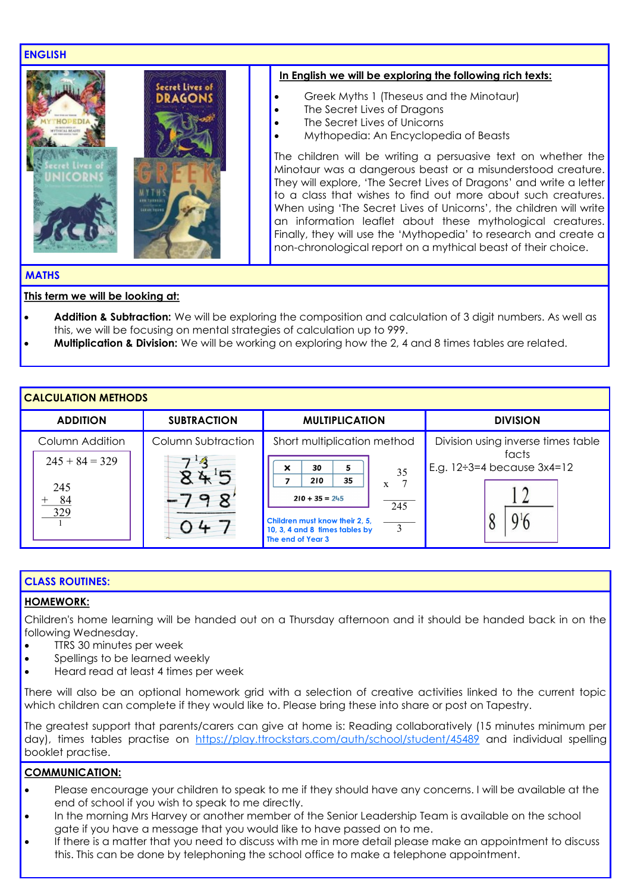## ENGLISH

**In English we will be exploring the following rich texts:**

- Greek Myths 1 (Theseus and the Minotaur)
- The Secret Lives of Dragons
- The Secret Lives of Unicorns
- Mythopedia: An Encyclopedia of Beasts

The children will be writing a persuasive text on whether the Minotaur was a dangerous beast or a misunderstood creature. They will explore, 'The Secret Lives of Dragons' and write a letter to a class that wishes to find out more about such creatures. When using 'The Secret Lives of Unicorns', the children will write an information leaflet about these mythological creatures. Finally, they will use the 'Mythopedia' to research and create a non-chronological report on a mythical beast of their choice.

## MATHS

**This term we will be looking at:**

- **Addition & Subtraction:** We will be exploring the composition and calculation of 3 digit numbers. As well as this, we will be focusing on mental strategies of calculation up to 999.
- **Multiplication & Division:** We will be working on exploring how the 2, 4 and 8 times tables are related.

## CALCULATION METHODS

| ADDITION | SUBTRACTION | MULTIPLICATION | DIVISION |
|---|---|---|---|
| Column Addition | Column Subtraction | Short multiplication method | Division using inverse times table facts |
| $245 + 84 = 329$ | $845 - 798 = 047$ | × 30 5 / 7 210 35; 210 + 35 = 245; 35 × 7 = 245 | E.g. 12÷3=4 because 3x4=12 |
| 245 + 84 = 329 (carry 1) | | Children must know their 2, 5, 10, 3, 4 and 8 times tables by The end of Year 3 | $96 \div 8 = 12$ |

## CLASS ROUTINES:

### HOMEWORK:

Children's home learning will be handed out on a Thursday afternoon and it should be handed back in on the following Wednesday.

- TTRS 30 minutes per week
- Spellings to be learned weekly
- Heard read at least 4 times per week

There will also be an optional homework grid with a selection of creative activities linked to the current topic which children can complete if they would like to. Please bring these into share or post on Tapestry.

The greatest support that parents/carers can give at home is: Reading collaboratively (15 minutes minimum per day), times tables practise on https://play.ttrockstars.com/auth/school/student/45489 and individual spelling booklet practise.

### COMMUNICATION:

- Please encourage your children to speak to me if they should have any concerns. I will be available at the end of school if you wish to speak to me directly.
- In the morning Mrs Harvey or another member of the Senior Leadership Team is available on the school gate if you have a message that you would like to have passed on to me.
- If there is a matter that you need to discuss with me in more detail please make an appointment to discuss this. This can be done by telephoning the school office to make a telephone appointment.